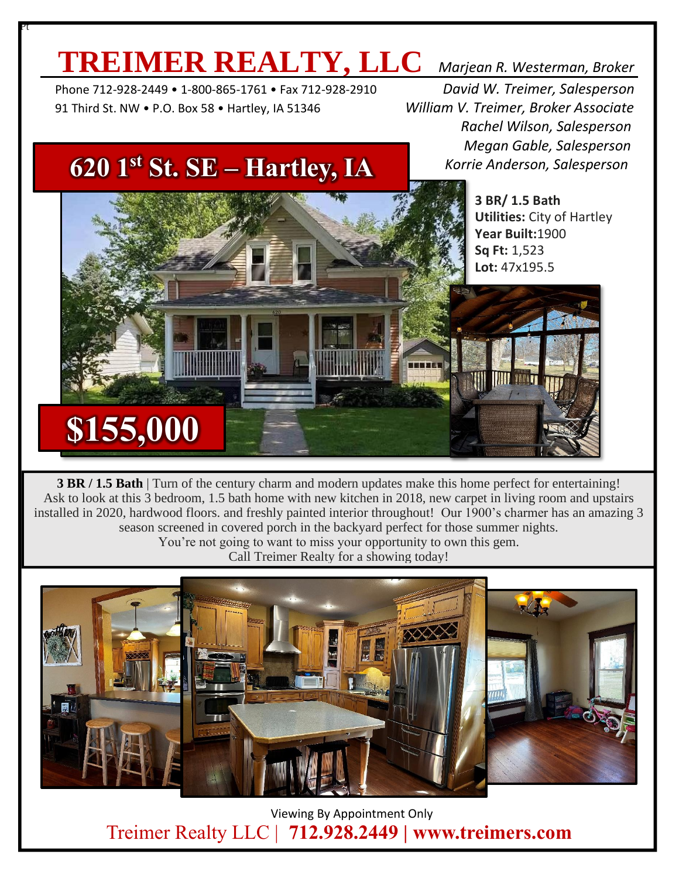# TREIMER REALTY, LLC

Phone 712-928-2449 • 1-800-865-1761 • Fax 712-928-2910
91 Third St. NW • P.O. Box 58 • Hartley, IA 51346

*Marjean R. Westerman, Broker*
*David W. Treimer, Salesperson*
*William V. Treimer, Broker Associate*
*Rachel Wilson, Salesperson*
*Megan Gable, Salesperson*
*Korrie Anderson, Salesperson*

## 620 1st St. SE – Hartley, IA

## $155,000

**3 BR/ 1.5 Bath**
**Utilities:** City of Hartley
**Year Built:** 1900
**Sq Ft:** 1,523
**Lot:** 47x195.5

**3 BR / 1.5 Bath** | Turn of the century charm and modern updates make this home perfect for entertaining! Ask to look at this 3 bedroom, 1.5 bath home with new kitchen in 2018, new carpet in living room and upstairs installed in 2020, hardwood floors. and freshly painted interior throughout! Our 1900's charmer has an amazing 3 season screened in covered porch in the backyard perfect for those summer nights.
You're not going to want to miss your opportunity to own this gem.
Call Treimer Realty for a showing today!

Viewing By Appointment Only
Treimer Realty LLC | **712.928.2449 | www.treimers.com**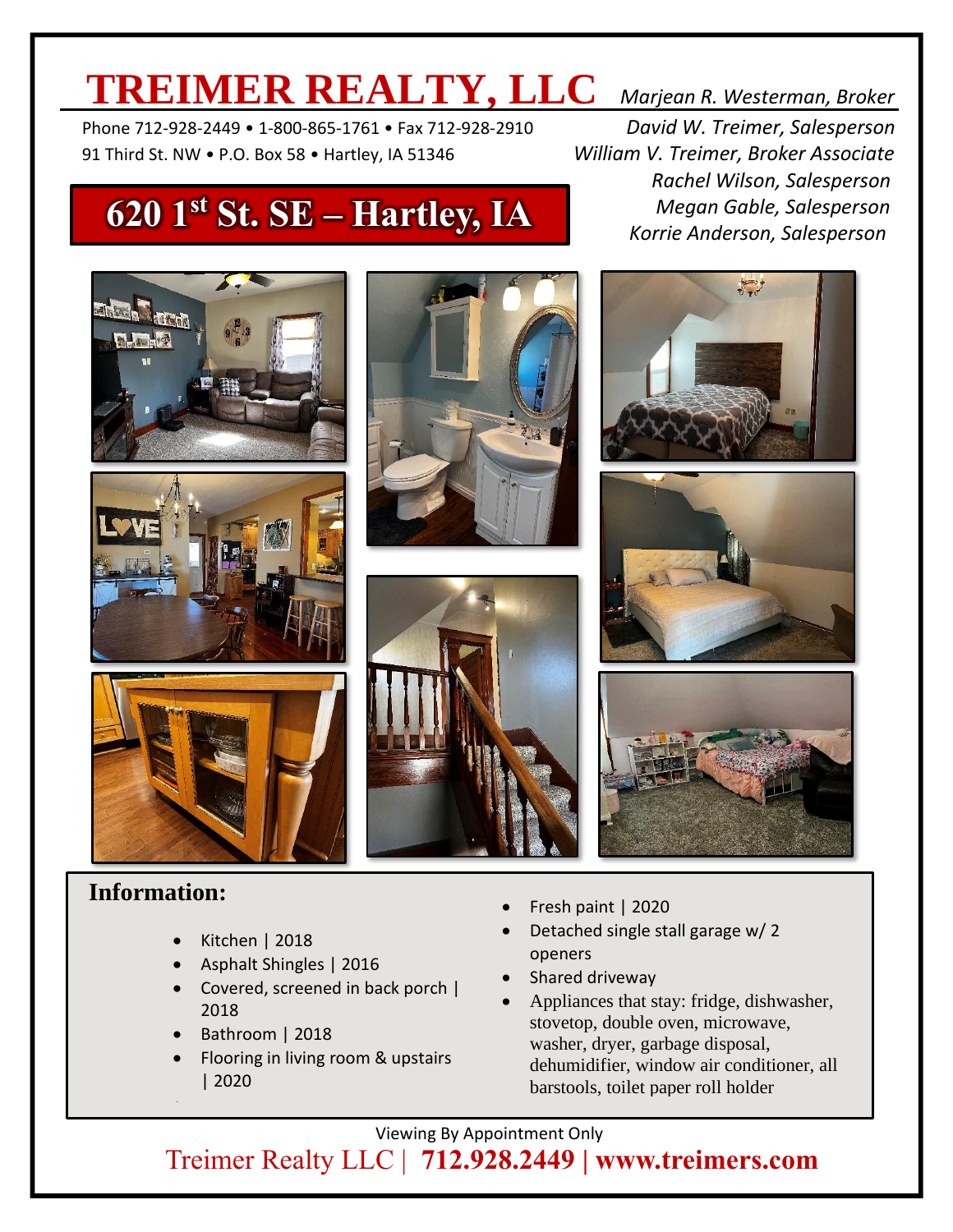# TREIMER REALTY, LLC

Phone 712-928-2449 • 1-800-865-1761 • Fax 712-928-2910
91 Third St. NW • P.O. Box 58 • Hartley, IA 51346

*Marjean R. Westerman, Broker*
*David W. Treimer, Salesperson*
*William V. Treimer, Broker Associate*
*Rachel Wilson, Salesperson*
*Megan Gable, Salesperson*
*Korrie Anderson, Salesperson*

## 620 1st St. SE – Hartley, IA

## Information:

- Kitchen | 2018
- Asphalt Shingles | 2016
- Covered, screened in back porch | 2018
- Bathroom | 2018
- Flooring in living room & upstairs | 2020
- Fresh paint | 2020
- Detached single stall garage w/ 2 openers
- Shared driveway
- Appliances that stay: fridge, dishwasher, stovetop, double oven, microwave, washer, dryer, garbage disposal, dehumidifier, window air conditioner, all barstools, toilet paper roll holder

Viewing By Appointment Only

Treimer Realty LLC | **712.928.2449 | www.treimers.com**